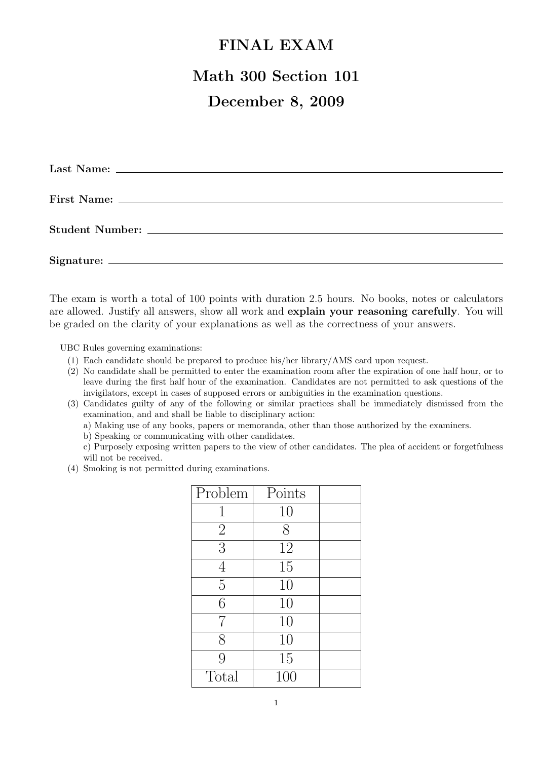# FINAL EXAM

## Math 300 Section 101

## December 8, 2009

**Last Name:** ______________________________

**First Name:** ______________________________

**Student Number:** ______________________________

**Signature:** ______________________________

The exam is worth a total of 100 points with duration 2.5 hours. No books, notes or calculators are allowed. Justify all answers, show all work and **explain your reasoning carefully**. You will be graded on the clarity of your explanations as well as the correctness of your answers.

UBC Rules governing examinations:

1. Each candidate should be prepared to produce his/her library/AMS card upon request.
2. No candidate shall be permitted to enter the examination room after the expiration of one half hour, or to leave during the first half hour of the examination. Candidates are not permitted to ask questions of the invigilators, except in cases of supposed errors or ambiguities in the examination questions.
3. Candidates guilty of any of the following or similar practices shall be immediately dismissed from the examination, and and shall be liable to disciplinary action:

   a) Making use of any books, papers or memoranda, other than those authorized by the examiners.

   b) Speaking or communicating with other candidates.

   c) Purposely exposing written papers to the view of other candidates. The plea of accident or forgetfulness will not be received.
4. Smoking is not permitted during examinations.

| Problem | Points | |
|---|---|---|
| 1 | 10 | |
| 2 | 8 | |
| 3 | 12 | |
| 4 | 15 | |
| 5 | 10 | |
| 6 | 10 | |
| 7 | 10 | |
| 8 | 10 | |
| 9 | 15 | |
| Total | 100 | |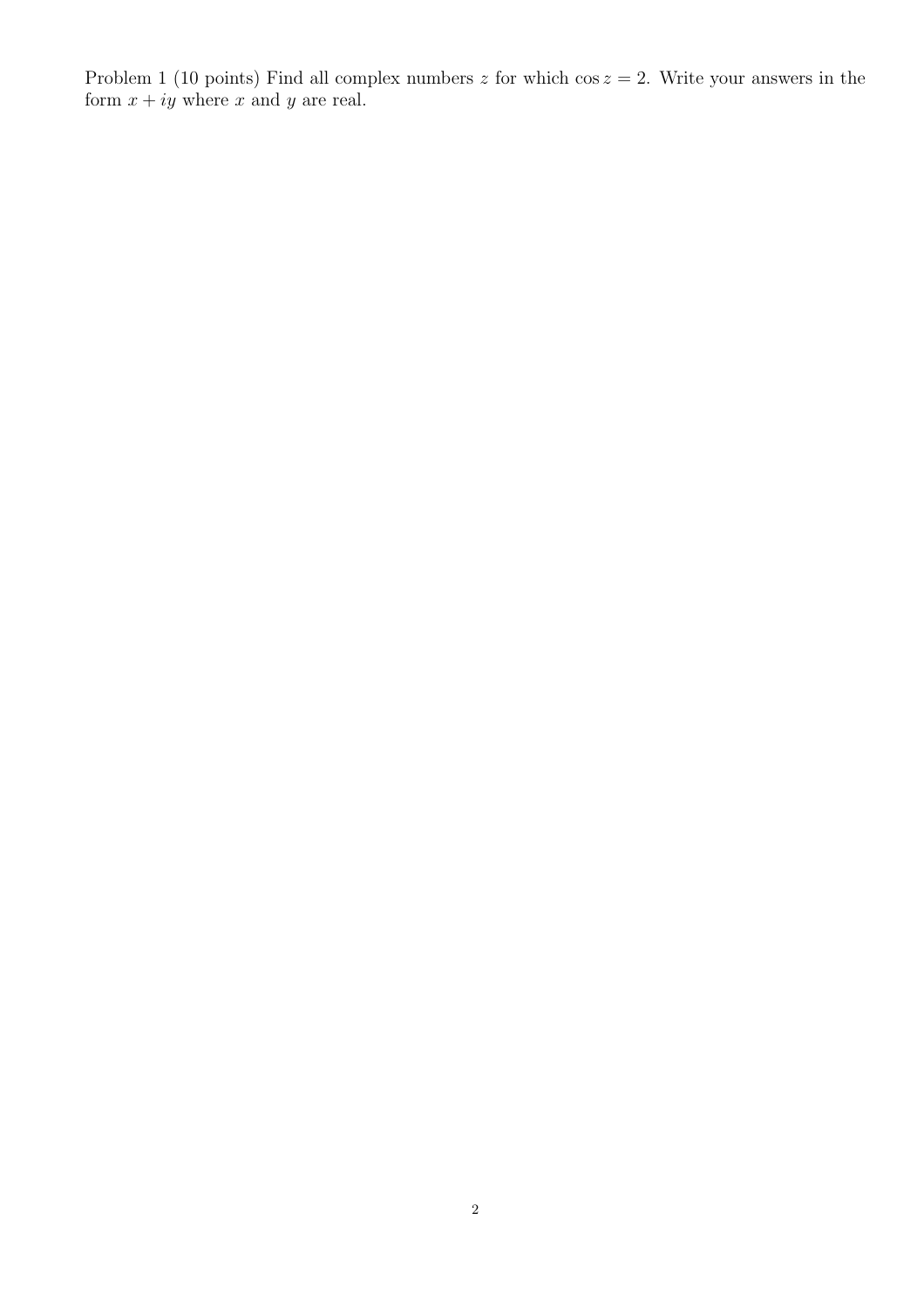Problem 1 (10 points) Find all complex numbers $z$ for which $\cos z = 2$. Write your answers in the form $x + iy$ where $x$ and $y$ are real.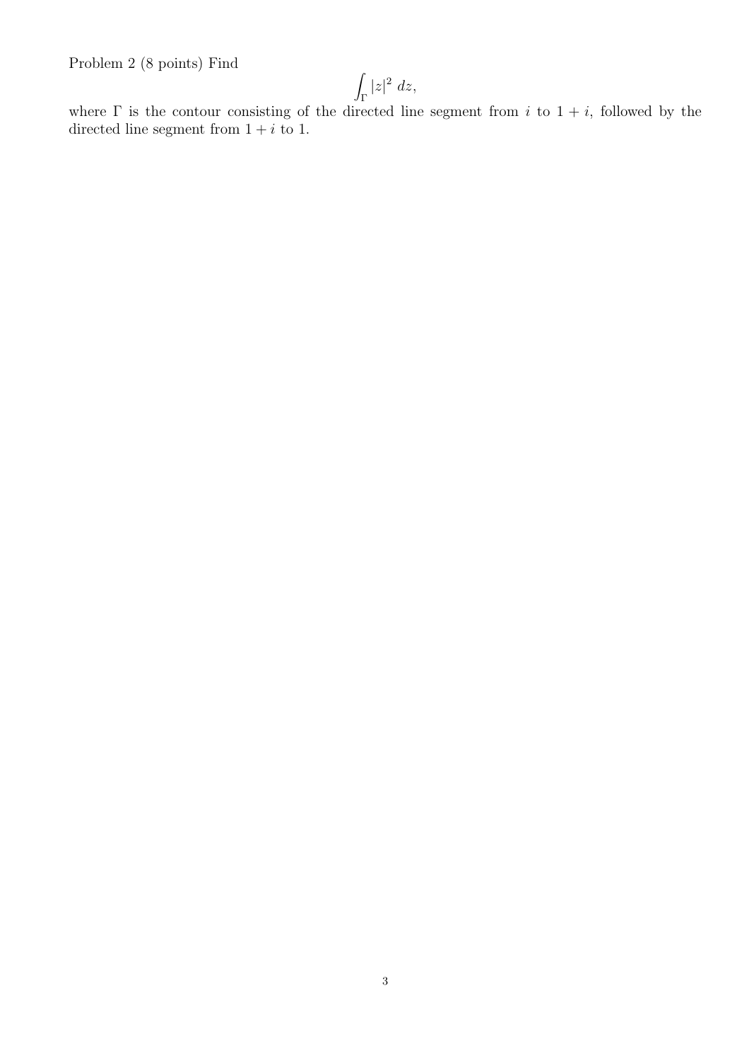Problem 2 (8 points) Find

$$\int_{\Gamma} |z|^2 \, dz,$$

where $\Gamma$ is the contour consisting of the directed line segment from $i$ to $1+i$, followed by the directed line segment from $1+i$ to $1$.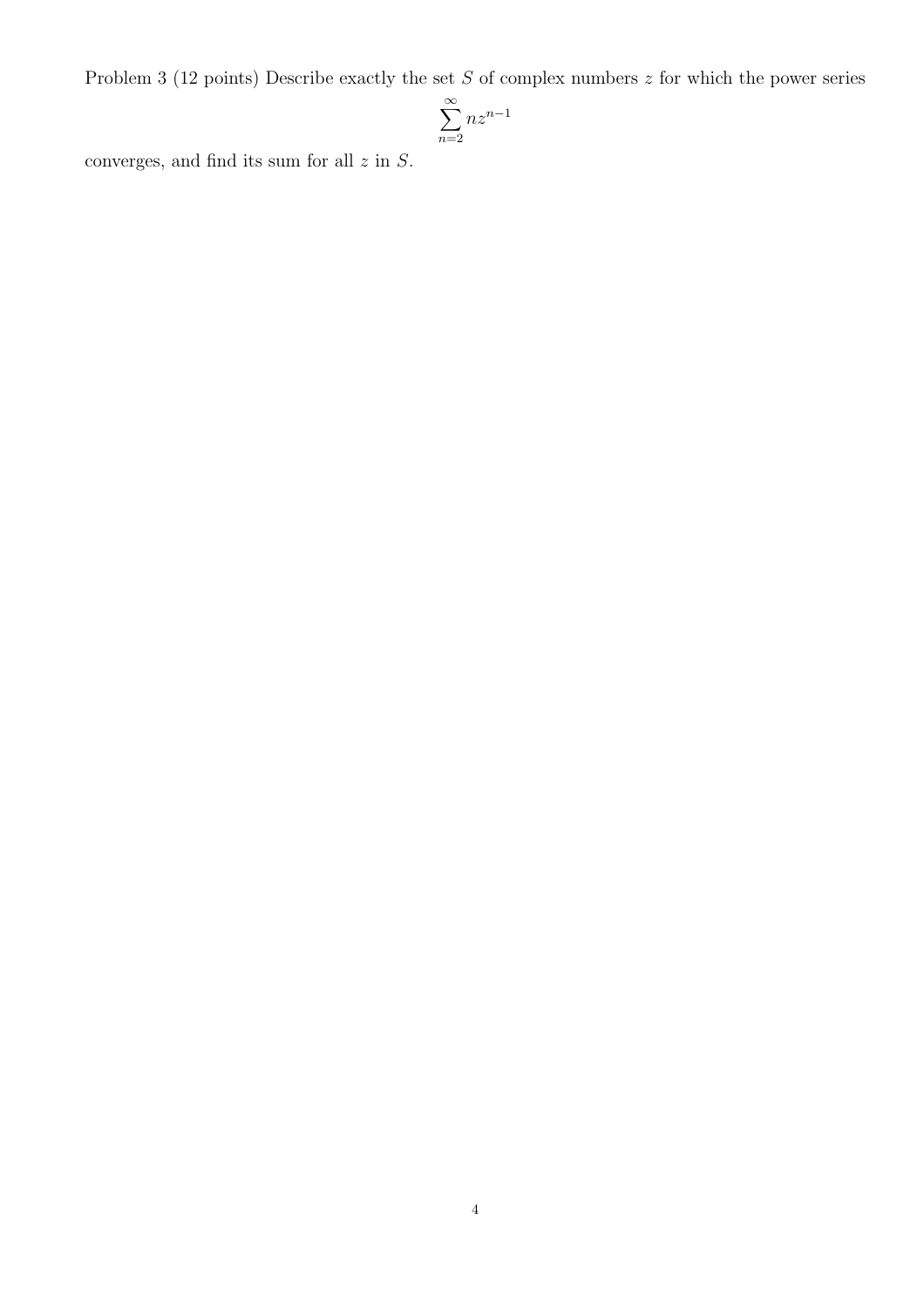Problem 3 (12 points) Describe exactly the set $S$ of complex numbers $z$ for which the power series

$$\sum_{n=2}^{\infty} n z^{n-1}$$

converges, and find its sum for all $z$ in $S$.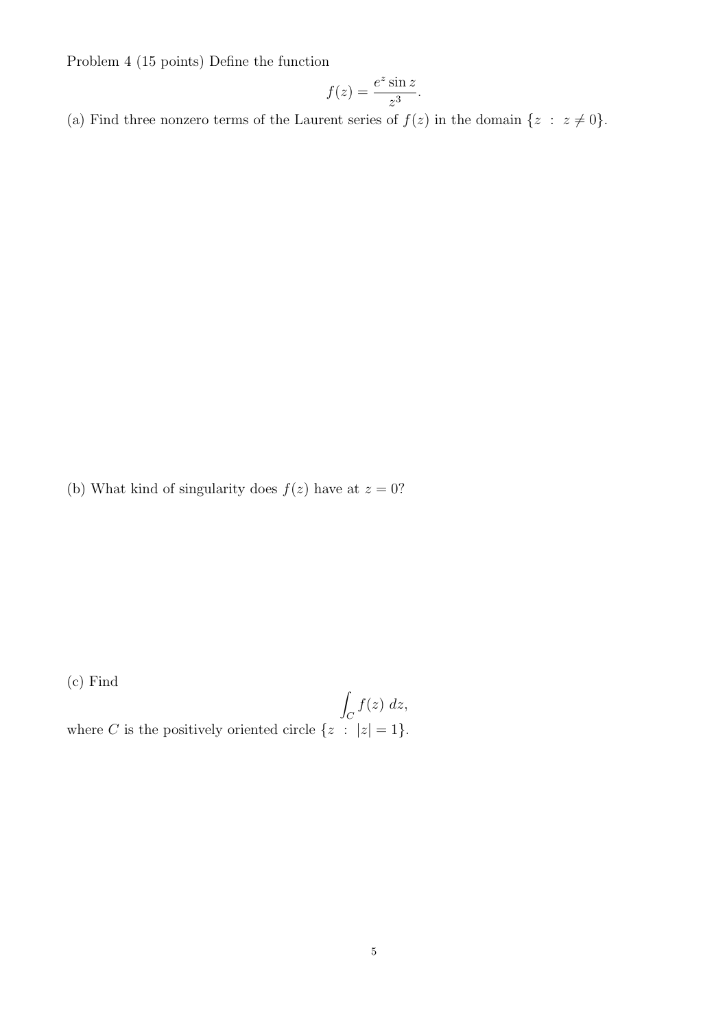Problem 4 (15 points) Define the function

$$f(z) = \frac{e^z \sin z}{z^3}.$$

(a) Find three nonzero terms of the Laurent series of $f(z)$ in the domain $\{z \ : \ z \neq 0\}$.

(b) What kind of singularity does $f(z)$ have at $z = 0$?

(c) Find

$$\int_C f(z) \ dz,$$

where $C$ is the positively oriented circle $\{z \ : \ |z| = 1\}$.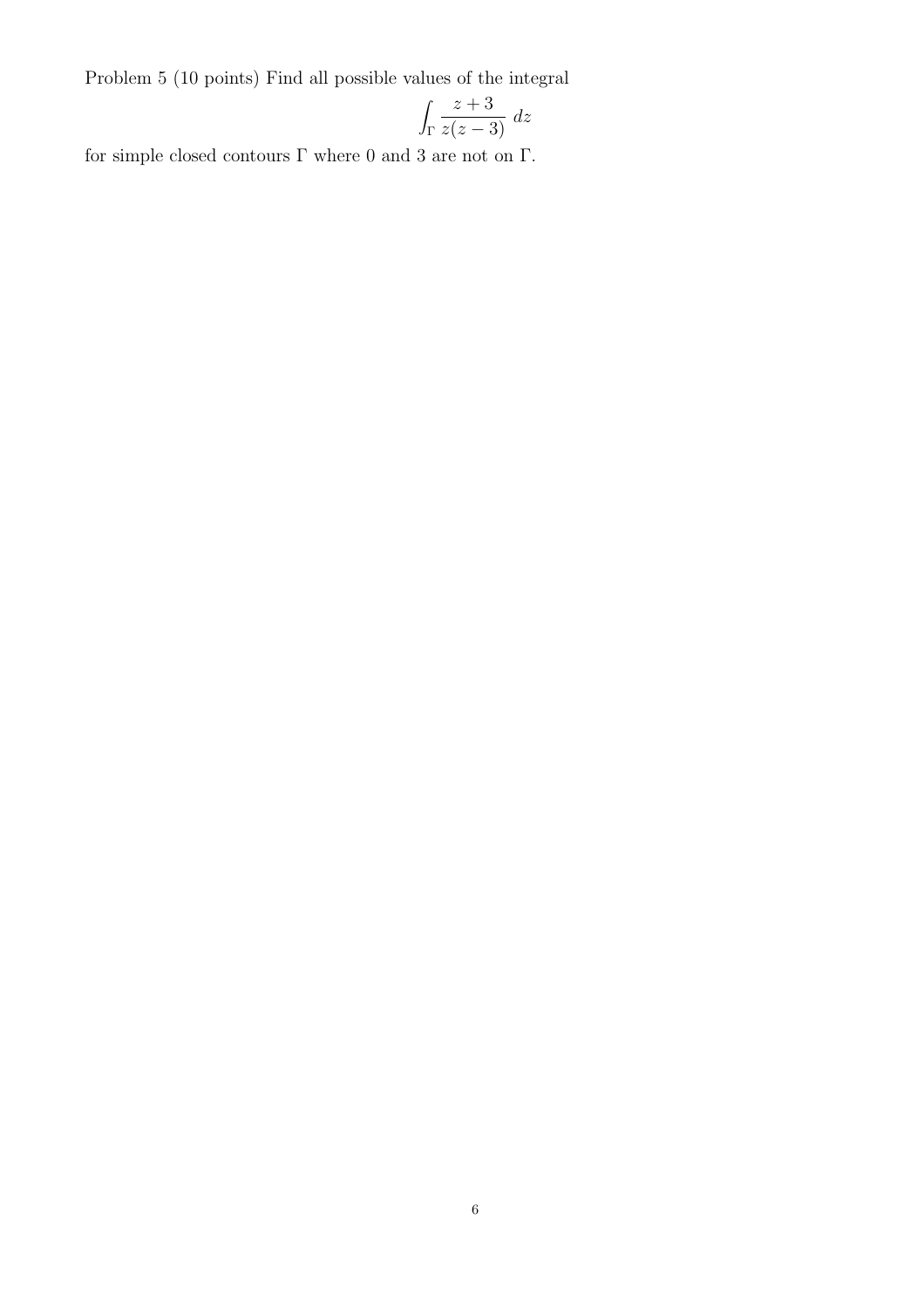Problem 5 (10 points) Find all possible values of the integral

$$\int_{\Gamma} \frac{z+3}{z(z-3)} \, dz$$

for simple closed contours $\Gamma$ where 0 and 3 are not on $\Gamma$.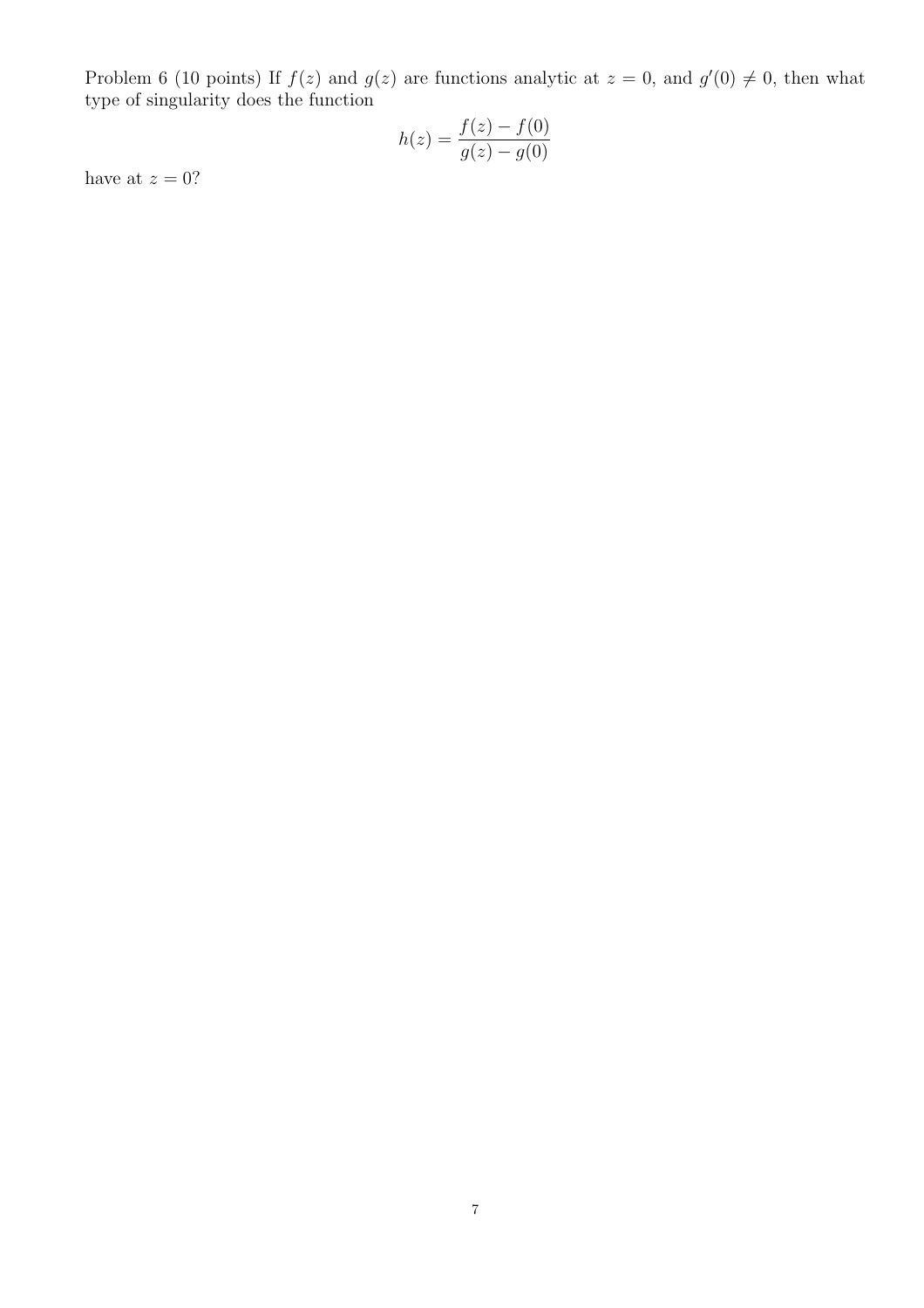Problem 6 (10 points) If $f(z)$ and $g(z)$ are functions analytic at $z = 0$, and $g'(0) \neq 0$, then what type of singularity does the function

$$h(z) = \frac{f(z) - f(0)}{g(z) - g(0)}$$

have at $z = 0$?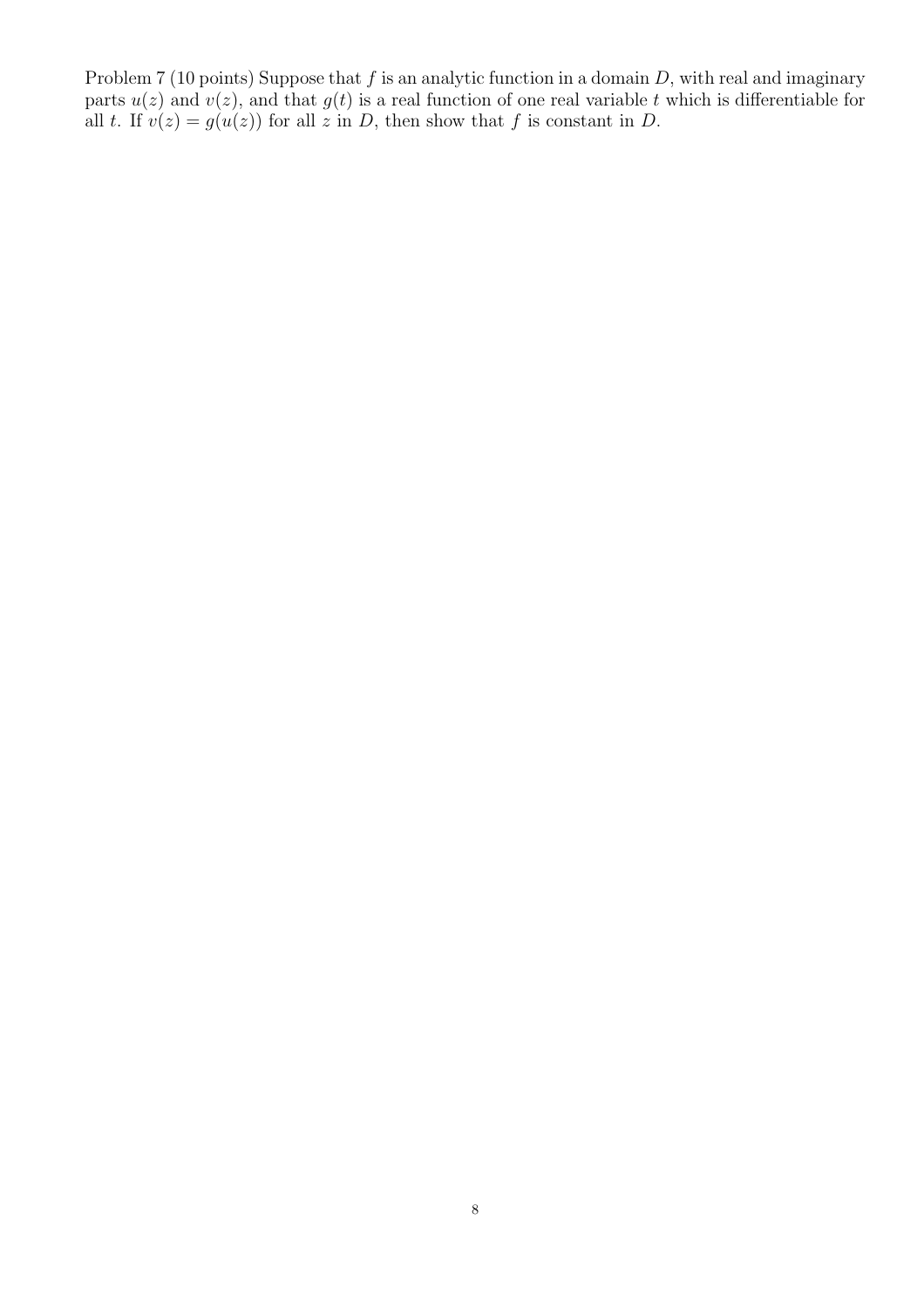Problem 7 (10 points) Suppose that $f$ is an analytic function in a domain $D$, with real and imaginary parts $u(z)$ and $v(z)$, and that $g(t)$ is a real function of one real variable $t$ which is differentiable for all $t$. If $v(z) = g(u(z))$ for all $z$ in $D$, then show that $f$ is constant in $D$.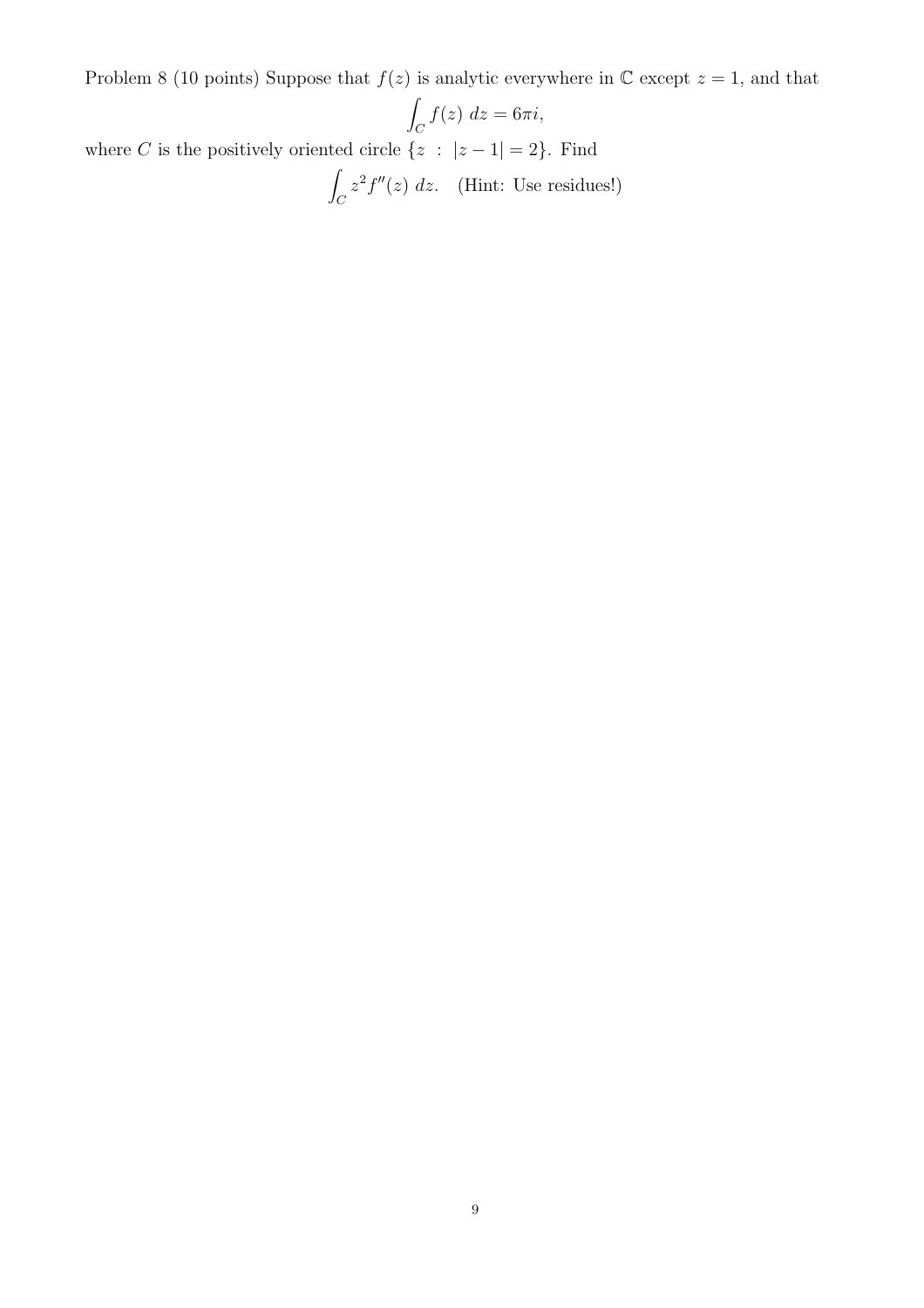Problem 8 (10 points) Suppose that $f(z)$ is analytic everywhere in $\mathbb{C}$ except $z = 1$, and that

$$\int_C f(z)\ dz = 6\pi i,$$

where $C$ is the positively oriented circle $\{z\ :\ |z - 1| = 2\}$. Find

$$\int_C z^2 f''(z)\ dz. \quad \text{(Hint: Use residues!)}$$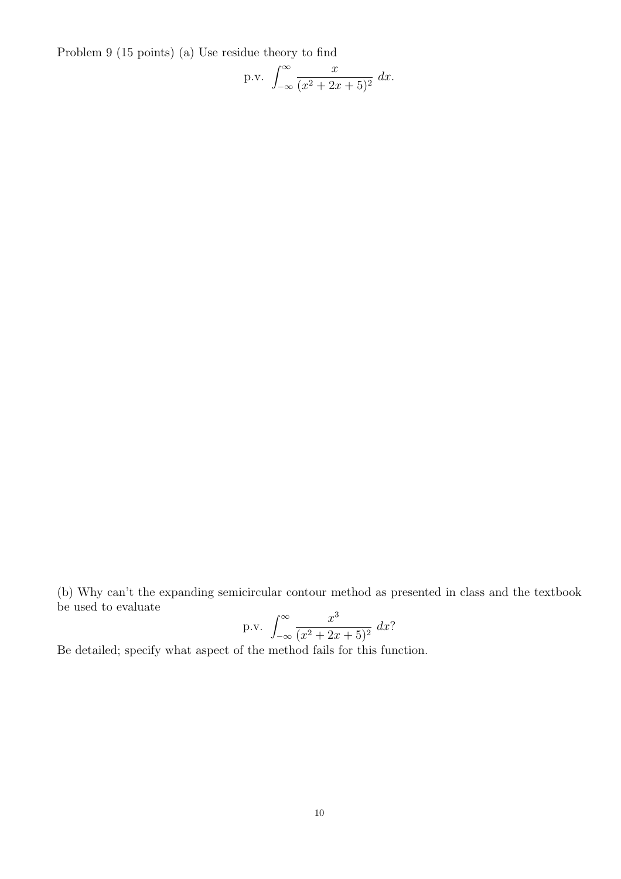Problem 9 (15 points) (a) Use residue theory to find

$$\text{p.v.} \int_{-\infty}^{\infty} \frac{x}{(x^2+2x+5)^2}\, dx.$$

(b) Why can't the expanding semicircular contour method as presented in class and the textbook be used to evaluate

$$\text{p.v.} \int_{-\infty}^{\infty} \frac{x^3}{(x^2+2x+5)^2}\, dx?$$

Be detailed; specify what aspect of the method fails for this function.